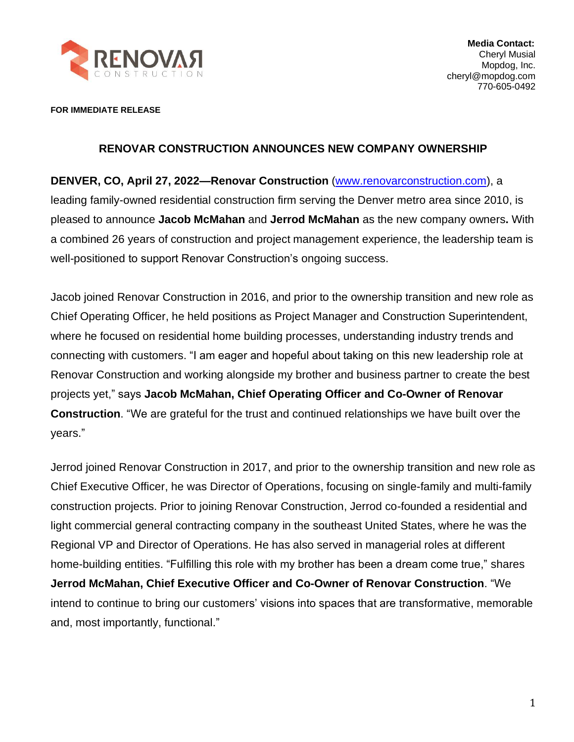**Media Contact:**
Cheryl Musial
Mopdog, Inc.
cheryl@mopdog.com
770-605-0492

**FOR IMMEDIATE RELEASE**

## RENOVAR CONSTRUCTION ANNOUNCES NEW COMPANY OWNERSHIP

**DENVER, CO, April 27, 2022—Renovar Construction** (www.renovarconstruction.com), a leading family-owned residential construction firm serving the Denver metro area since 2010, is pleased to announce **Jacob McMahan** and **Jerrod McMahan** as the new company owners**.** With a combined 26 years of construction and project management experience, the leadership team is well-positioned to support Renovar Construction's ongoing success.

Jacob joined Renovar Construction in 2016, and prior to the ownership transition and new role as Chief Operating Officer, he held positions as Project Manager and Construction Superintendent, where he focused on residential home building processes, understanding industry trends and connecting with customers. "I am eager and hopeful about taking on this new leadership role at Renovar Construction and working alongside my brother and business partner to create the best projects yet," says **Jacob McMahan, Chief Operating Officer and Co-Owner of Renovar Construction**. "We are grateful for the trust and continued relationships we have built over the years."

Jerrod joined Renovar Construction in 2017, and prior to the ownership transition and new role as Chief Executive Officer, he was Director of Operations, focusing on single-family and multi-family construction projects. Prior to joining Renovar Construction, Jerrod co-founded a residential and light commercial general contracting company in the southeast United States, where he was the Regional VP and Director of Operations. He has also served in managerial roles at different home-building entities. "Fulfilling this role with my brother has been a dream come true," shares **Jerrod McMahan, Chief Executive Officer and Co-Owner of Renovar Construction**. "We intend to continue to bring our customers' visions into spaces that are transformative, memorable and, most importantly, functional."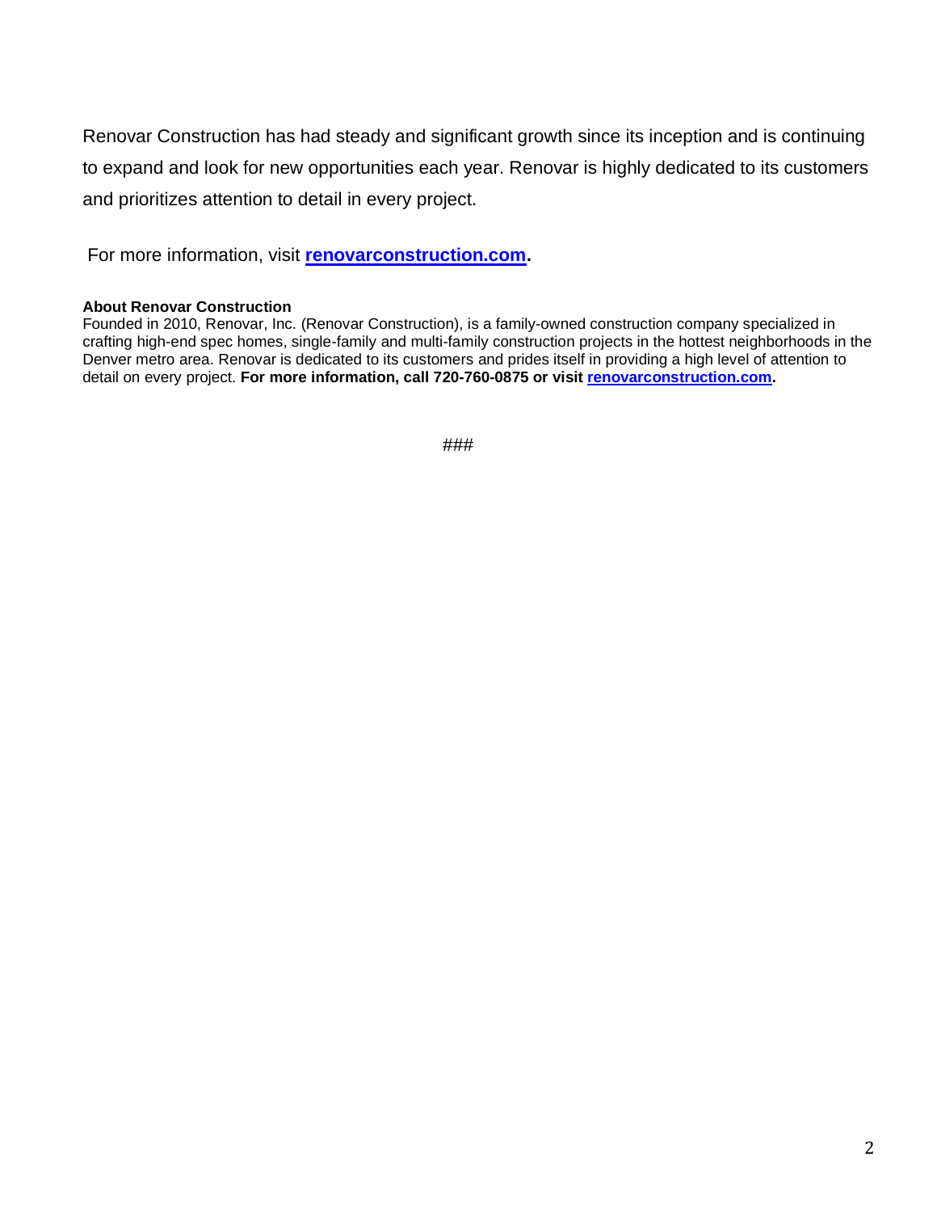Renovar Construction has had steady and significant growth since its inception and is continuing to expand and look for new opportunities each year. Renovar is highly dedicated to its customers and prioritizes attention to detail in every project.

For more information, visit **[renovarconstruction.com](http://renovarconstruction.com).**

**About Renovar Construction**

Founded in 2010, Renovar, Inc. (Renovar Construction), is a family-owned construction company specialized in crafting high-end spec homes, single-family and multi-family construction projects in the hottest neighborhoods in the Denver metro area. Renovar is dedicated to its customers and prides itself in providing a high level of attention to detail on every project. **For more information, call 720-760-0875 or visit [renovarconstruction.com](http://renovarconstruction.com).**

###